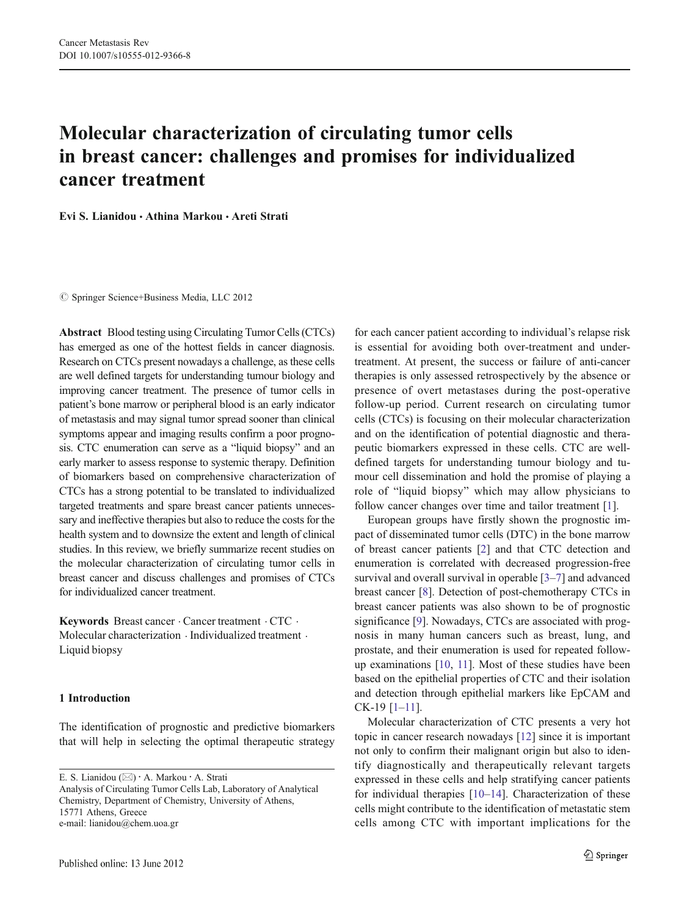# Molecular characterization of circulating tumor cells in breast cancer: challenges and promises for individualized cancer treatment

**Evi S. Lianidou · Athina Markou · Areti Strati**

© Springer Science+Business Media, LLC 2012

**Abstract** Blood testing using Circulating Tumor Cells (CTCs) has emerged as one of the hottest fields in cancer diagnosis. Research on CTCs present nowadays a challenge, as these cells are well defined targets for understanding tumour biology and improving cancer treatment. The presence of tumor cells in patient's bone marrow or peripheral blood is an early indicator of metastasis and may signal tumor spread sooner than clinical symptoms appear and imaging results confirm a poor prognosis. CTC enumeration can serve as a "liquid biopsy" and an early marker to assess response to systemic therapy. Definition of biomarkers based on comprehensive characterization of CTCs has a strong potential to be translated to individualized targeted treatments and spare breast cancer patients unnecessary and ineffective therapies but also to reduce the costs for the health system and to downsize the extent and length of clinical studies. In this review, we briefly summarize recent studies on the molecular characterization of circulating tumor cells in breast cancer and discuss challenges and promises of CTCs for individualized cancer treatment.

**Keywords** Breast cancer · Cancer treatment · CTC · Molecular characterization · Individualized treatment · Liquid biopsy

## 1 Introduction

The identification of prognostic and predictive biomarkers that will help in selecting the optimal therapeutic strategy for each cancer patient according to individual's relapse risk is essential for avoiding both over-treatment and under-treatment. At present, the success or failure of anti-cancer therapies is only assessed retrospectively by the absence or presence of overt metastases during the post-operative follow-up period. Current research on circulating tumor cells (CTCs) is focusing on their molecular characterization and on the identification of potential diagnostic and therapeutic biomarkers expressed in these cells. CTC are well-defined targets for understanding tumour biology and tumour cell dissemination and hold the promise of playing a role of "liquid biopsy" which may allow physicians to follow cancer changes over time and tailor treatment [1].

European groups have firstly shown the prognostic impact of disseminated tumor cells (DTC) in the bone marrow of breast cancer patients [2] and that CTC detection and enumeration is correlated with decreased progression-free survival and overall survival in operable [3–7] and advanced breast cancer [8]. Detection of post-chemotherapy CTCs in breast cancer patients was also shown to be of prognostic significance [9]. Nowadays, CTCs are associated with prognosis in many human cancers such as breast, lung, and prostate, and their enumeration is used for repeated follow-up examinations [10, 11]. Most of these studies have been based on the epithelial properties of CTC and their isolation and detection through epithelial markers like EpCAM and CK-19 [1–11].

Molecular characterization of CTC presents a very hot topic in cancer research nowadays [12] since it is important not only to confirm their malignant origin but also to identify diagnostically and therapeutically relevant targets expressed in these cells and help stratifying cancer patients for individual therapies [10–14]. Characterization of these cells might contribute to the identification of metastatic stem cells among CTC with important implications for the

E. S. Lianidou (✉) · A. Markou · A. Strati
Analysis of Circulating Tumor Cells Lab, Laboratory of Analytical Chemistry, Department of Chemistry, University of Athens, 15771 Athens, Greece
e-mail: lianidou@chem.uoa.gr

Published online: 13 June 2012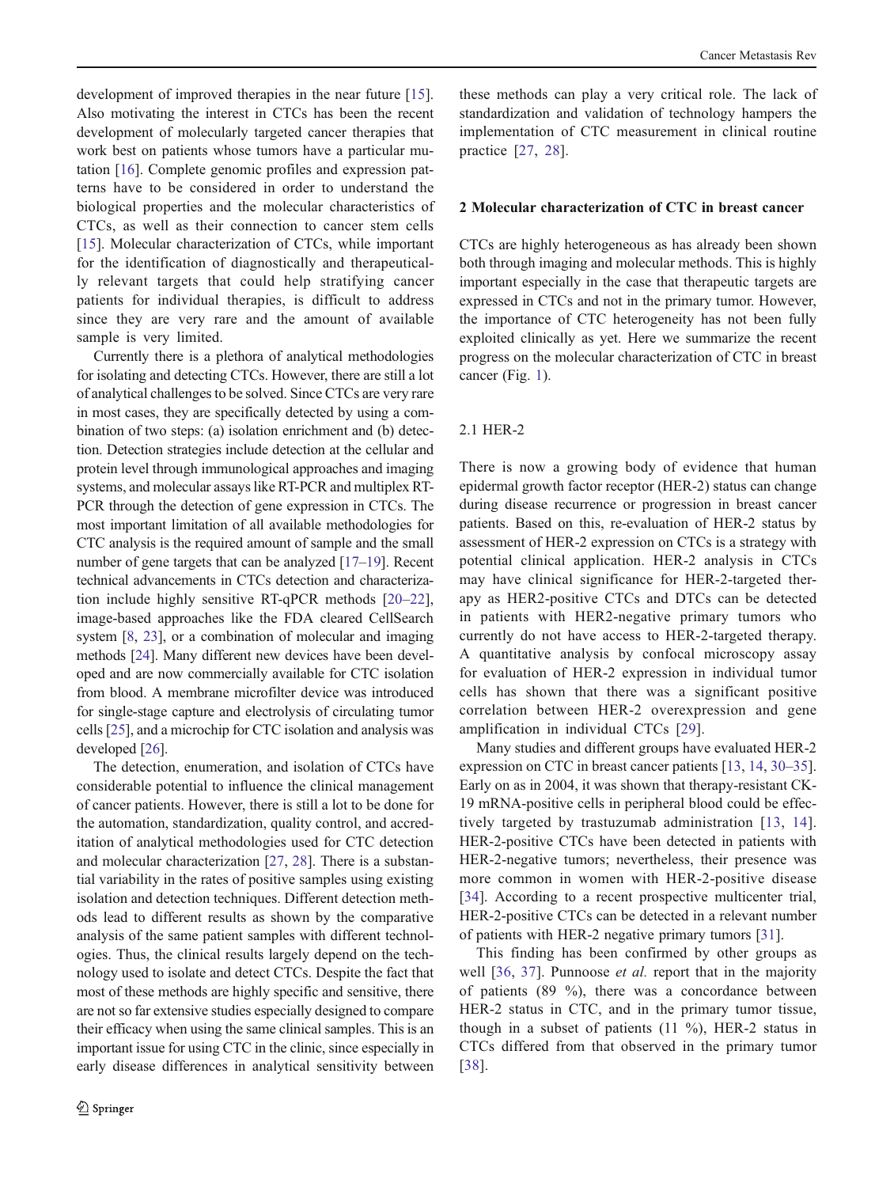development of improved therapies in the near future [15]. Also motivating the interest in CTCs has been the recent development of molecularly targeted cancer therapies that work best on patients whose tumors have a particular mutation [16]. Complete genomic profiles and expression patterns have to be considered in order to understand the biological properties and the molecular characteristics of CTCs, as well as their connection to cancer stem cells [15]. Molecular characterization of CTCs, while important for the identification of diagnostically and therapeutically relevant targets that could help stratifying cancer patients for individual therapies, is difficult to address since they are very rare and the amount of available sample is very limited.

Currently there is a plethora of analytical methodologies for isolating and detecting CTCs. However, there are still a lot of analytical challenges to be solved. Since CTCs are very rare in most cases, they are specifically detected by using a combination of two steps: (a) isolation enrichment and (b) detection. Detection strategies include detection at the cellular and protein level through immunological approaches and imaging systems, and molecular assays like RT-PCR and multiplex RT-PCR through the detection of gene expression in CTCs. The most important limitation of all available methodologies for CTC analysis is the required amount of sample and the small number of gene targets that can be analyzed [17–19]. Recent technical advancements in CTCs detection and characterization include highly sensitive RT-qPCR methods [20–22], image-based approaches like the FDA cleared CellSearch system [8, 23], or a combination of molecular and imaging methods [24]. Many different new devices have been developed and are now commercially available for CTC isolation from blood. A membrane microfilter device was introduced for single-stage capture and electrolysis of circulating tumor cells [25], and a microchip for CTC isolation and analysis was developed [26].

The detection, enumeration, and isolation of CTCs have considerable potential to influence the clinical management of cancer patients. However, there is still a lot to be done for the automation, standardization, quality control, and accreditation of analytical methodologies used for CTC detection and molecular characterization [27, 28]. There is a substantial variability in the rates of positive samples using existing isolation and detection techniques. Different detection methods lead to different results as shown by the comparative analysis of the same patient samples with different technologies. Thus, the clinical results largely depend on the technology used to isolate and detect CTCs. Despite the fact that most of these methods are highly specific and sensitive, there are not so far extensive studies especially designed to compare their efficacy when using the same clinical samples. This is an important issue for using CTC in the clinic, since especially in early disease differences in analytical sensitivity between these methods can play a very critical role. The lack of standardization and validation of technology hampers the implementation of CTC measurement in clinical routine practice [27, 28].

## 2 Molecular characterization of CTC in breast cancer

CTCs are highly heterogeneous as has already been shown both through imaging and molecular methods. This is highly important especially in the case that therapeutic targets are expressed in CTCs and not in the primary tumor. However, the importance of CTC heterogeneity has not been fully exploited clinically as yet. Here we summarize the recent progress on the molecular characterization of CTC in breast cancer (Fig. 1).

### 2.1 HER-2

There is now a growing body of evidence that human epidermal growth factor receptor (HER-2) status can change during disease recurrence or progression in breast cancer patients. Based on this, re-evaluation of HER-2 status by assessment of HER-2 expression on CTCs is a strategy with potential clinical application. HER-2 analysis in CTCs may have clinical significance for HER-2-targeted therapy as HER2-positive CTCs and DTCs can be detected in patients with HER2-negative primary tumors who currently do not have access to HER-2-targeted therapy. A quantitative analysis by confocal microscopy assay for evaluation of HER-2 expression in individual tumor cells has shown that there was a significant positive correlation between HER-2 overexpression and gene amplification in individual CTCs [29].

Many studies and different groups have evaluated HER-2 expression on CTC in breast cancer patients [13, 14, 30–35]. Early on as in 2004, it was shown that therapy-resistant CK-19 mRNA-positive cells in peripheral blood could be effectively targeted by trastuzumab administration [13, 14]. HER-2-positive CTCs have been detected in patients with HER-2-negative tumors; nevertheless, their presence was more common in women with HER-2-positive disease [34]. According to a recent prospective multicenter trial, HER-2-positive CTCs can be detected in a relevant number of patients with HER-2 negative primary tumors [31].

This finding has been confirmed by other groups as well [36, 37]. Punnoose *et al.* report that in the majority of patients (89 %), there was a concordance between HER-2 status in CTC, and in the primary tumor tissue, though in a subset of patients (11 %), HER-2 status in CTCs differed from that observed in the primary tumor [38].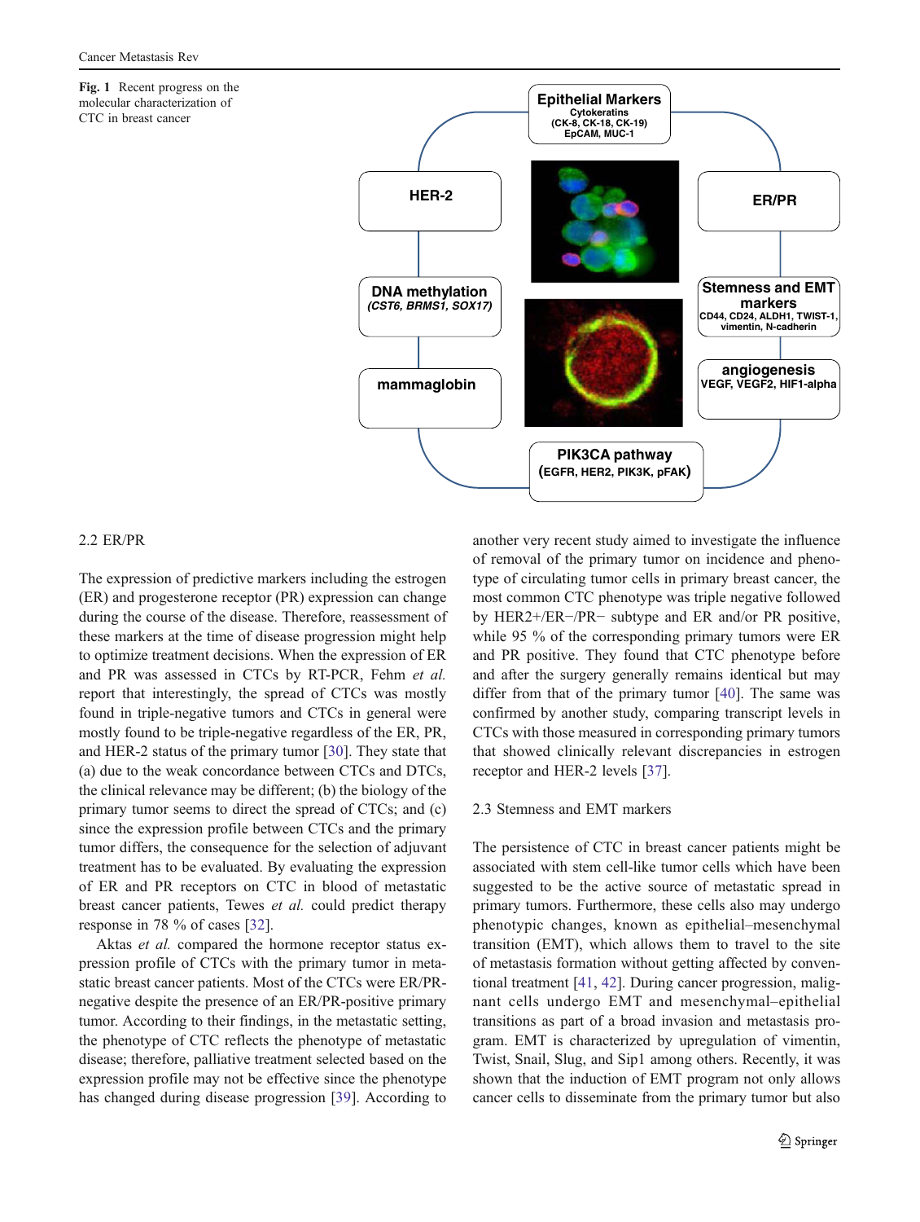**Fig. 1** Recent progress on the molecular characterization of CTC in breast cancer

## 2.2 ER/PR

The expression of predictive markers including the estrogen (ER) and progesterone receptor (PR) expression can change during the course of the disease. Therefore, reassessment of these markers at the time of disease progression might help to optimize treatment decisions. When the expression of ER and PR was assessed in CTCs by RT-PCR, Fehm *et al.* report that interestingly, the spread of CTCs was mostly found in triple-negative tumors and CTCs in general were mostly found to be triple-negative regardless of the ER, PR, and HER-2 status of the primary tumor [30]. They state that (a) due to the weak concordance between CTCs and DTCs, the clinical relevance may be different; (b) the biology of the primary tumor seems to direct the spread of CTCs; and (c) since the expression profile between CTCs and the primary tumor differs, the consequence for the selection of adjuvant treatment has to be evaluated. By evaluating the expression of ER and PR receptors on CTC in blood of metastatic breast cancer patients, Tewes *et al.* could predict therapy response in 78 % of cases [32].

Aktas *et al.* compared the hormone receptor status expression profile of CTCs with the primary tumor in metastatic breast cancer patients. Most of the CTCs were ER/PR-negative despite the presence of an ER/PR-positive primary tumor. According to their findings, in the metastatic setting, the phenotype of CTC reflects the phenotype of metastatic disease; therefore, palliative treatment selected based on the expression profile may not be effective since the phenotype has changed during disease progression [39]. According to another very recent study aimed to investigate the influence of removal of the primary tumor on incidence and phenotype of circulating tumor cells in primary breast cancer, the most common CTC phenotype was triple negative followed by HER2+/ER−/PR− subtype and ER and/or PR positive, while 95 % of the corresponding primary tumors were ER and PR positive. They found that CTC phenotype before and after the surgery generally remains identical but may differ from that of the primary tumor [40]. The same was confirmed by another study, comparing transcript levels in CTCs with those measured in corresponding primary tumors that showed clinically relevant discrepancies in estrogen receptor and HER-2 levels [37].

## 2.3 Stemness and EMT markers

The persistence of CTC in breast cancer patients might be associated with stem cell-like tumor cells which have been suggested to be the active source of metastatic spread in primary tumors. Furthermore, these cells also may undergo phenotypic changes, known as epithelial–mesenchymal transition (EMT), which allows them to travel to the site of metastasis formation without getting affected by conventional treatment [41, 42]. During cancer progression, malignant cells undergo EMT and mesenchymal–epithelial transitions as part of a broad invasion and metastasis program. EMT is characterized by upregulation of vimentin, Twist, Snail, Slug, and Sip1 among others. Recently, it was shown that the induction of EMT program not only allows cancer cells to disseminate from the primary tumor but also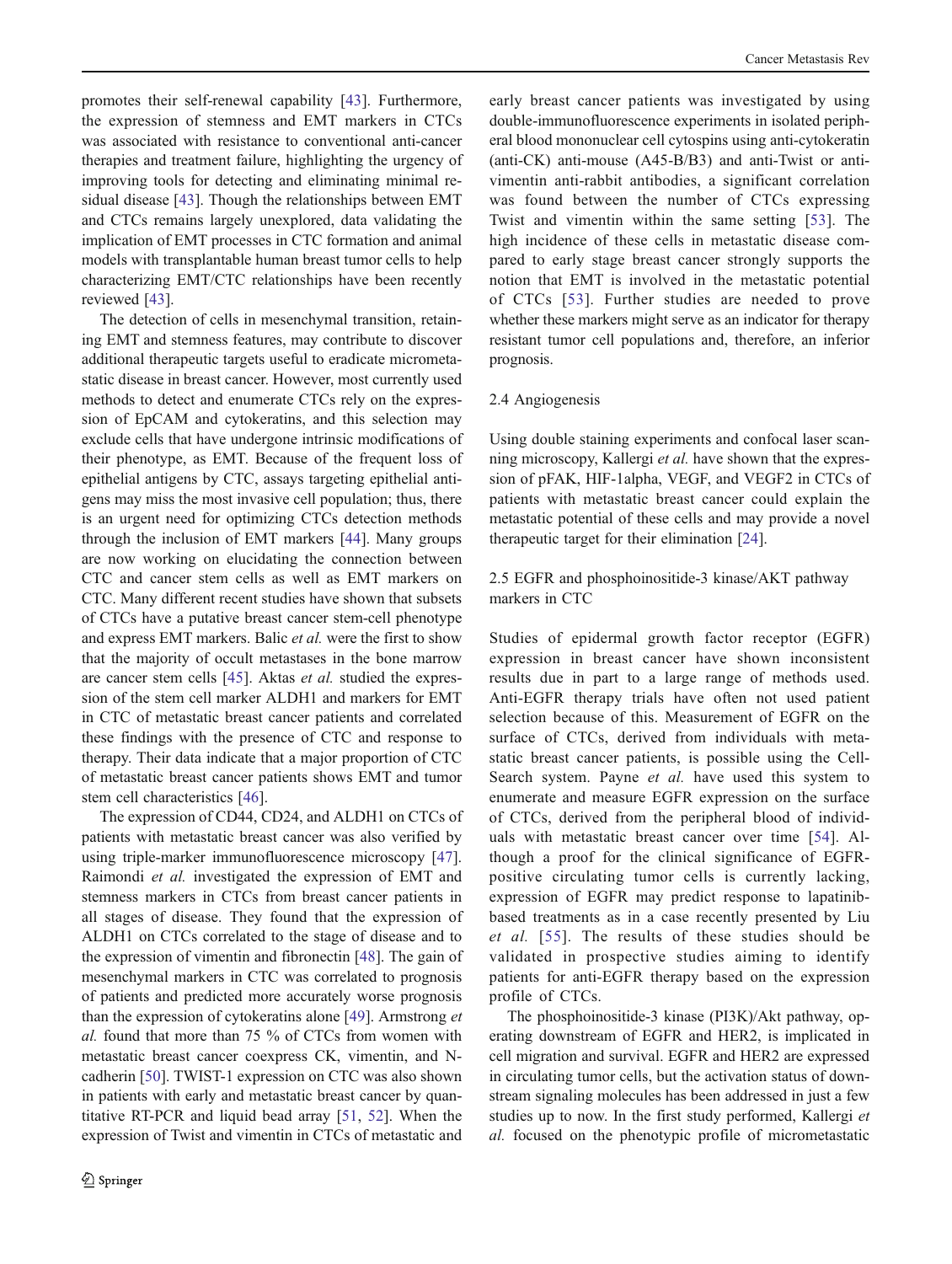promotes their self-renewal capability [43]. Furthermore, the expression of stemness and EMT markers in CTCs was associated with resistance to conventional anti-cancer therapies and treatment failure, highlighting the urgency of improving tools for detecting and eliminating minimal residual disease [43]. Though the relationships between EMT and CTCs remains largely unexplored, data validating the implication of EMT processes in CTC formation and animal models with transplantable human breast tumor cells to help characterizing EMT/CTC relationships have been recently reviewed [43].

The detection of cells in mesenchymal transition, retaining EMT and stemness features, may contribute to discover additional therapeutic targets useful to eradicate micrometastatic disease in breast cancer. However, most currently used methods to detect and enumerate CTCs rely on the expression of EpCAM and cytokeratins, and this selection may exclude cells that have undergone intrinsic modifications of their phenotype, as EMT. Because of the frequent loss of epithelial antigens by CTC, assays targeting epithelial antigens may miss the most invasive cell population; thus, there is an urgent need for optimizing CTCs detection methods through the inclusion of EMT markers [44]. Many groups are now working on elucidating the connection between CTC and cancer stem cells as well as EMT markers on CTC. Many different recent studies have shown that subsets of CTCs have a putative breast cancer stem-cell phenotype and express EMT markers. Balic *et al.* were the first to show that the majority of occult metastases in the bone marrow are cancer stem cells [45]. Aktas *et al.* studied the expression of the stem cell marker ALDH1 and markers for EMT in CTC of metastatic breast cancer patients and correlated these findings with the presence of CTC and response to therapy. Their data indicate that a major proportion of CTC of metastatic breast cancer patients shows EMT and tumor stem cell characteristics [46].

The expression of CD44, CD24, and ALDH1 on CTCs of patients with metastatic breast cancer was also verified by using triple-marker immunofluorescence microscopy [47]. Raimondi *et al.* investigated the expression of EMT and stemness markers in CTCs from breast cancer patients in all stages of disease. They found that the expression of ALDH1 on CTCs correlated to the stage of disease and to the expression of vimentin and fibronectin [48]. The gain of mesenchymal markers in CTC was correlated to prognosis of patients and predicted more accurately worse prognosis than the expression of cytokeratins alone [49]. Armstrong *et al.* found that more than 75 % of CTCs from women with metastatic breast cancer coexpress CK, vimentin, and N-cadherin [50]. TWIST-1 expression on CTC was also shown in patients with early and metastatic breast cancer by quantitative RT-PCR and liquid bead array [51, 52]. When the expression of Twist and vimentin in CTCs of metastatic and early breast cancer patients was investigated by using double-immunofluorescence experiments in isolated peripheral blood mononuclear cell cytospins using anti-cytokeratin (anti-CK) anti-mouse (A45-B/B3) and anti-Twist or anti-vimentin anti-rabbit antibodies, a significant correlation was found between the number of CTCs expressing Twist and vimentin within the same setting [53]. The high incidence of these cells in metastatic disease compared to early stage breast cancer strongly supports the notion that EMT is involved in the metastatic potential of CTCs [53]. Further studies are needed to prove whether these markers might serve as an indicator for therapy resistant tumor cell populations and, therefore, an inferior prognosis.

### 2.4 Angiogenesis

Using double staining experiments and confocal laser scanning microscopy, Kallergi *et al.* have shown that the expression of pFAK, HIF-1alpha, VEGF, and VEGF2 in CTCs of patients with metastatic breast cancer could explain the metastatic potential of these cells and may provide a novel therapeutic target for their elimination [24].

### 2.5 EGFR and phosphoinositide-3 kinase/AKT pathway markers in CTC

Studies of epidermal growth factor receptor (EGFR) expression in breast cancer have shown inconsistent results due in part to a large range of methods used. Anti-EGFR therapy trials have often not used patient selection because of this. Measurement of EGFR on the surface of CTCs, derived from individuals with metastatic breast cancer patients, is possible using the CellSearch system. Payne *et al.* have used this system to enumerate and measure EGFR expression on the surface of CTCs, derived from the peripheral blood of individuals with metastatic breast cancer over time [54]. Although a proof for the clinical significance of EGFR-positive circulating tumor cells is currently lacking, expression of EGFR may predict response to lapatinib-based treatments as in a case recently presented by Liu *et al.* [55]. The results of these studies should be validated in prospective studies aiming to identify patients for anti-EGFR therapy based on the expression profile of CTCs.

The phosphoinositide-3 kinase (PI3K)/Akt pathway, operating downstream of EGFR and HER2, is implicated in cell migration and survival. EGFR and HER2 are expressed in circulating tumor cells, but the activation status of downstream signaling molecules has been addressed in just a few studies up to now. In the first study performed, Kallergi *et al.* focused on the phenotypic profile of micrometastatic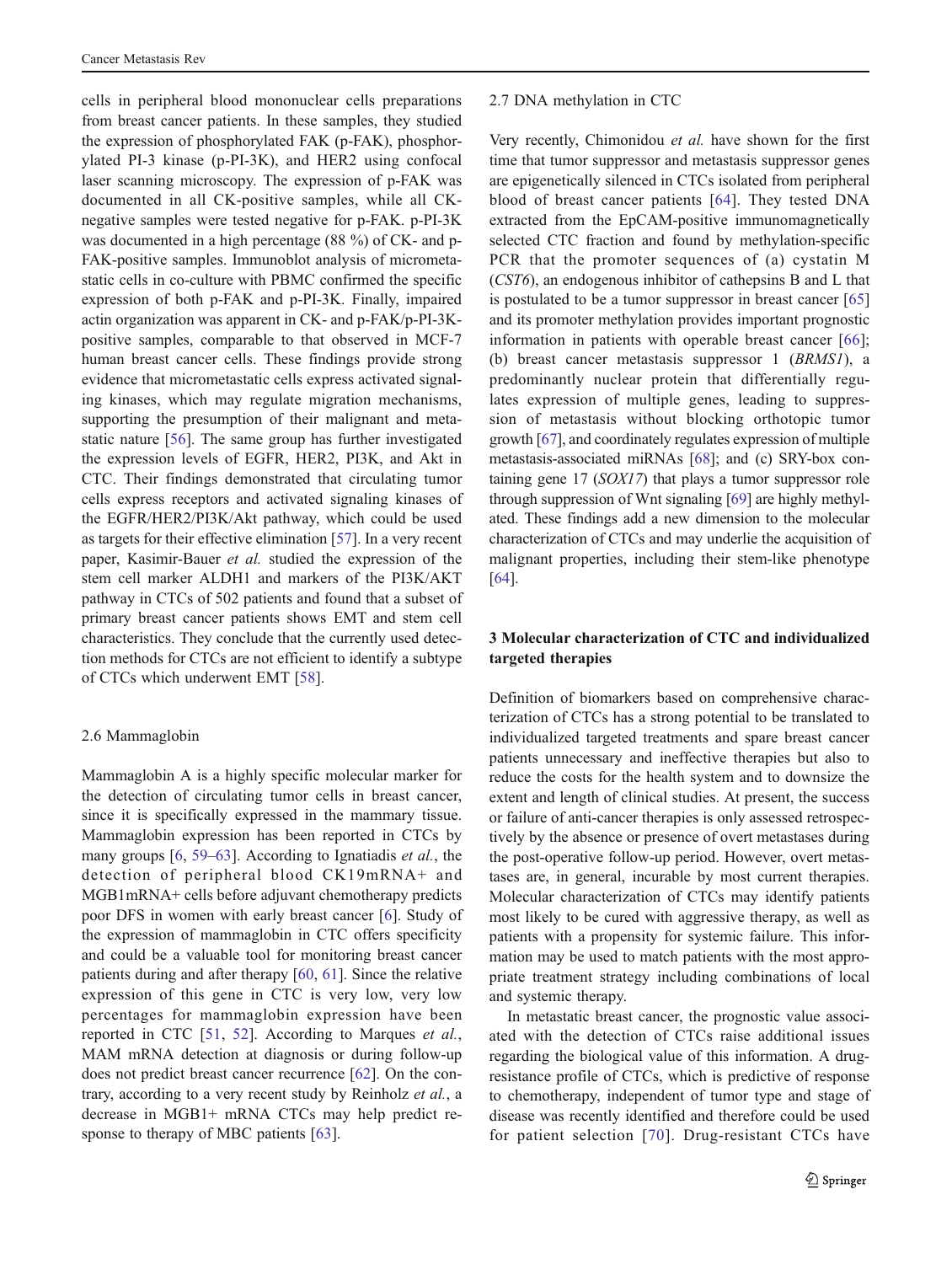cells in peripheral blood mononuclear cells preparations from breast cancer patients. In these samples, they studied the expression of phosphorylated FAK (p-FAK), phosphorylated PI-3 kinase (p-PI-3K), and HER2 using confocal laser scanning microscopy. The expression of p-FAK was documented in all CK-positive samples, while all CK-negative samples were tested negative for p-FAK. p-PI-3K was documented in a high percentage (88 %) of CK- and p-FAK-positive samples. Immunoblot analysis of micrometastatic cells in co-culture with PBMC confirmed the specific expression of both p-FAK and p-PI-3K. Finally, impaired actin organization was apparent in CK- and p-FAK/p-PI-3K-positive samples, comparable to that observed in MCF-7 human breast cancer cells. These findings provide strong evidence that micrometastatic cells express activated signaling kinases, which may regulate migration mechanisms, supporting the presumption of their malignant and metastatic nature [56]. The same group has further investigated the expression levels of EGFR, HER2, PI3K, and Akt in CTC. Their findings demonstrated that circulating tumor cells express receptors and activated signaling kinases of the EGFR/HER2/PI3K/Akt pathway, which could be used as targets for their effective elimination [57]. In a very recent paper, Kasimir-Bauer *et al.* studied the expression of the stem cell marker ALDH1 and markers of the PI3K/AKT pathway in CTCs of 502 patients and found that a subset of primary breast cancer patients shows EMT and stem cell characteristics. They conclude that the currently used detection methods for CTCs are not efficient to identify a subtype of CTCs which underwent EMT [58].

### 2.6 Mammaglobin

Mammaglobin A is a highly specific molecular marker for the detection of circulating tumor cells in breast cancer, since it is specifically expressed in the mammary tissue. Mammaglobin expression has been reported in CTCs by many groups [6, 59–63]. According to Ignatiadis *et al.*, the detection of peripheral blood CK19mRNA+ and MGB1mRNA+ cells before adjuvant chemotherapy predicts poor DFS in women with early breast cancer [6]. Study of the expression of mammaglobin in CTC offers specificity and could be a valuable tool for monitoring breast cancer patients during and after therapy [60, 61]. Since the relative expression of this gene in CTC is very low, very low percentages for mammaglobin expression have been reported in CTC [51, 52]. According to Marques *et al.*, MAM mRNA detection at diagnosis or during follow-up does not predict breast cancer recurrence [62]. On the contrary, according to a very recent study by Reinholz *et al.*, a decrease in MGB1+ mRNA CTCs may help predict response to therapy of MBC patients [63].

### 2.7 DNA methylation in CTC

Very recently, Chimonidou *et al.* have shown for the first time that tumor suppressor and metastasis suppressor genes are epigenetically silenced in CTCs isolated from peripheral blood of breast cancer patients [64]. They tested DNA extracted from the EpCAM-positive immunomagnetically selected CTC fraction and found by methylation-specific PCR that the promoter sequences of (a) cystatin M (*CST6*), an endogenous inhibitor of cathepsins B and L that is postulated to be a tumor suppressor in breast cancer [65] and its promoter methylation provides important prognostic information in patients with operable breast cancer [66]; (b) breast cancer metastasis suppressor 1 (*BRMS1*), a predominantly nuclear protein that differentially regulates expression of multiple genes, leading to suppression of metastasis without blocking orthotopic tumor growth [67], and coordinately regulates expression of multiple metastasis-associated miRNAs [68]; and (c) SRY-box containing gene 17 (*SOX17*) that plays a tumor suppressor role through suppression of Wnt signaling [69] are highly methylated. These findings add a new dimension to the molecular characterization of CTCs and may underlie the acquisition of malignant properties, including their stem-like phenotype [64].

## 3 Molecular characterization of CTC and individualized targeted therapies

Definition of biomarkers based on comprehensive characterization of CTCs has a strong potential to be translated to individualized targeted treatments and spare breast cancer patients unnecessary and ineffective therapies but also to reduce the costs for the health system and to downsize the extent and length of clinical studies. At present, the success or failure of anti-cancer therapies is only assessed retrospectively by the absence or presence of overt metastases during the post-operative follow-up period. However, overt metastases are, in general, incurable by most current therapies. Molecular characterization of CTCs may identify patients most likely to be cured with aggressive therapy, as well as patients with a propensity for systemic failure. This information may be used to match patients with the most appropriate treatment strategy including combinations of local and systemic therapy.

In metastatic breast cancer, the prognostic value associated with the detection of CTCs raise additional issues regarding the biological value of this information. A drug-resistance profile of CTCs, which is predictive of response to chemotherapy, independent of tumor type and stage of disease was recently identified and therefore could be used for patient selection [70]. Drug-resistant CTCs have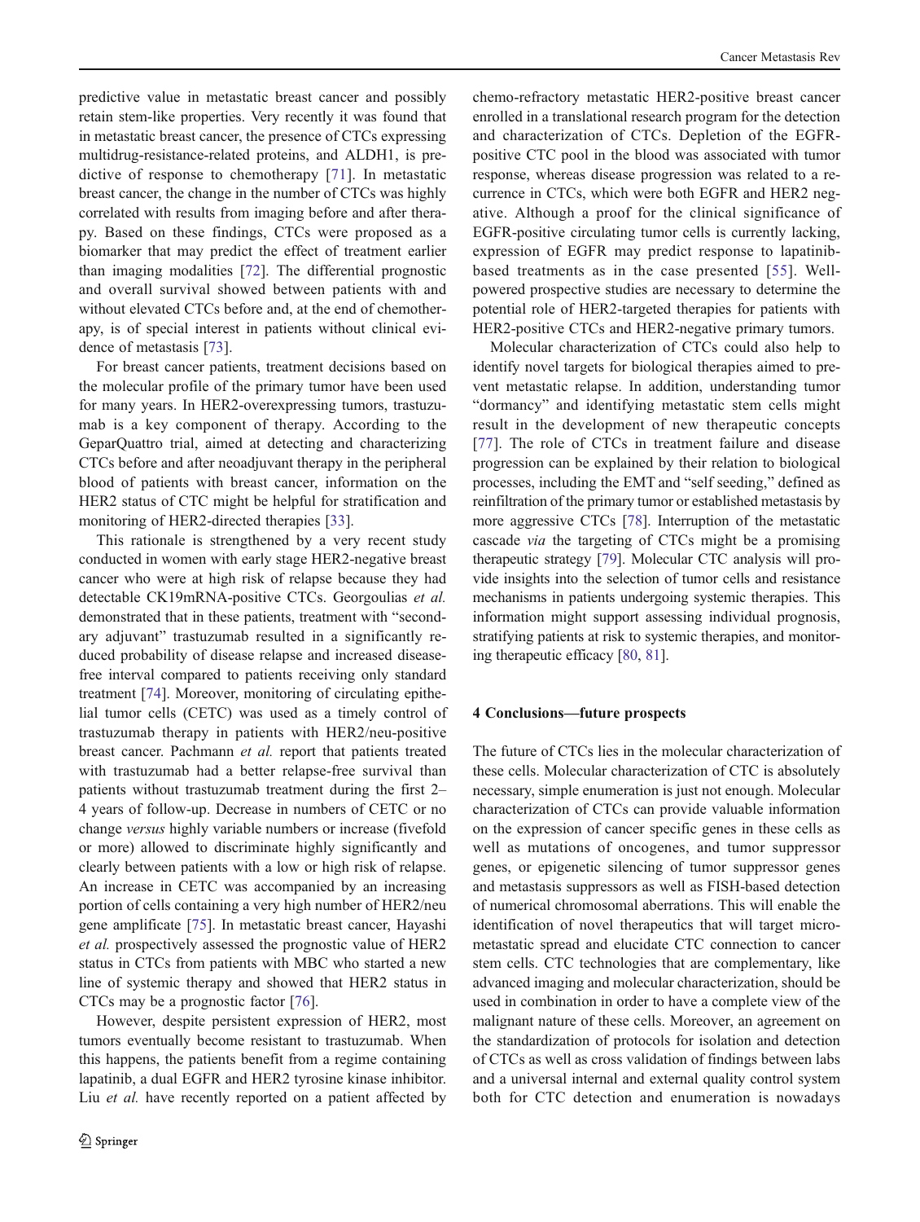predictive value in metastatic breast cancer and possibly retain stem-like properties. Very recently it was found that in metastatic breast cancer, the presence of CTCs expressing multidrug-resistance-related proteins, and ALDH1, is predictive of response to chemotherapy [71]. In metastatic breast cancer, the change in the number of CTCs was highly correlated with results from imaging before and after therapy. Based on these findings, CTCs were proposed as a biomarker that may predict the effect of treatment earlier than imaging modalities [72]. The differential prognostic and overall survival showed between patients with and without elevated CTCs before and, at the end of chemotherapy, is of special interest in patients without clinical evidence of metastasis [73].

For breast cancer patients, treatment decisions based on the molecular profile of the primary tumor have been used for many years. In HER2-overexpressing tumors, trastuzumab is a key component of therapy. According to the GeparQuattro trial, aimed at detecting and characterizing CTCs before and after neoadjuvant therapy in the peripheral blood of patients with breast cancer, information on the HER2 status of CTC might be helpful for stratification and monitoring of HER2-directed therapies [33].

This rationale is strengthened by a very recent study conducted in women with early stage HER2-negative breast cancer who were at high risk of relapse because they had detectable CK19mRNA-positive CTCs. Georgoulias *et al.* demonstrated that in these patients, treatment with "secondary adjuvant" trastuzumab resulted in a significantly reduced probability of disease relapse and increased disease-free interval compared to patients receiving only standard treatment [74]. Moreover, monitoring of circulating epithelial tumor cells (CETC) was used as a timely control of trastuzumab therapy in patients with HER2/neu-positive breast cancer. Pachmann *et al.* report that patients treated with trastuzumab had a better relapse-free survival than patients without trastuzumab treatment during the first 2–4 years of follow-up. Decrease in numbers of CETC or no change *versus* highly variable numbers or increase (fivefold or more) allowed to discriminate highly significantly and clearly between patients with a low or high risk of relapse. An increase in CETC was accompanied by an increasing portion of cells containing a very high number of HER2/neu gene amplificate [75]. In metastatic breast cancer, Hayashi *et al.* prospectively assessed the prognostic value of HER2 status in CTCs from patients with MBC who started a new line of systemic therapy and showed that HER2 status in CTCs may be a prognostic factor [76].

However, despite persistent expression of HER2, most tumors eventually become resistant to trastuzumab. When this happens, the patients benefit from a regime containing lapatinib, a dual EGFR and HER2 tyrosine kinase inhibitor. Liu *et al.* have recently reported on a patient affected by chemo-refractory metastatic HER2-positive breast cancer enrolled in a translational research program for the detection and characterization of CTCs. Depletion of the EGFR-positive CTC pool in the blood was associated with tumor response, whereas disease progression was related to a recurrence in CTCs, which were both EGFR and HER2 negative. Although a proof for the clinical significance of EGFR-positive circulating tumor cells is currently lacking, expression of EGFR may predict response to lapatinib-based treatments as in the case presented [55]. Well-powered prospective studies are necessary to determine the potential role of HER2-targeted therapies for patients with HER2-positive CTCs and HER2-negative primary tumors.

Molecular characterization of CTCs could also help to identify novel targets for biological therapies aimed to prevent metastatic relapse. In addition, understanding tumor "dormancy" and identifying metastatic stem cells might result in the development of new therapeutic concepts [77]. The role of CTCs in treatment failure and disease progression can be explained by their relation to biological processes, including the EMT and "self seeding," defined as reinfiltration of the primary tumor or established metastasis by more aggressive CTCs [78]. Interruption of the metastatic cascade *via* the targeting of CTCs might be a promising therapeutic strategy [79]. Molecular CTC analysis will provide insights into the selection of tumor cells and resistance mechanisms in patients undergoing systemic therapies. This information might support assessing individual prognosis, stratifying patients at risk to systemic therapies, and monitoring therapeutic efficacy [80, 81].

## 4 Conclusions—future prospects

The future of CTCs lies in the molecular characterization of these cells. Molecular characterization of CTC is absolutely necessary, simple enumeration is just not enough. Molecular characterization of CTCs can provide valuable information on the expression of cancer specific genes in these cells as well as mutations of oncogenes, and tumor suppressor genes, or epigenetic silencing of tumor suppressor genes and metastasis suppressors as well as FISH-based detection of numerical chromosomal aberrations. This will enable the identification of novel therapeutics that will target micrometastatic spread and elucidate CTC connection to cancer stem cells. CTC technologies that are complementary, like advanced imaging and molecular characterization, should be used in combination in order to have a complete view of the malignant nature of these cells. Moreover, an agreement on the standardization of protocols for isolation and detection of CTCs as well as cross validation of findings between labs and a universal internal and external quality control system both for CTC detection and enumeration is nowadays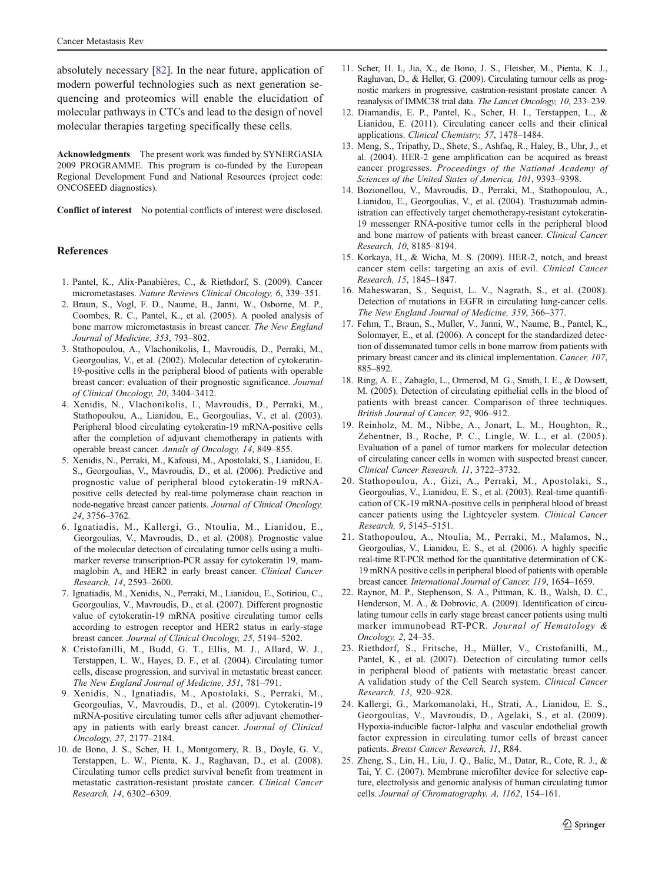absolutely necessary [82]. In the near future, application of modern powerful technologies such as next generation sequencing and proteomics will enable the elucidation of molecular pathways in CTCs and lead to the design of novel molecular therapies targeting specifically these cells.

**Acknowledgments** The present work was funded by SYNERGASIA 2009 PROGRAMME. This program is co-funded by the European Regional Development Fund and National Resources (project code: ONCOSEED diagnostics).

**Conflict of interest** No potential conflicts of interest were disclosed.

## References

1. Pantel, K., Alix-Panabières, C., & Riethdorf, S. (2009). Cancer micrometastases. *Nature Reviews Clinical Oncology, 6*, 339–351.
2. Braun, S., Vogl, F. D., Naume, B., Janni, W., Osborne, M. P., Coombes, R. C., Pantel, K., et al. (2005). A pooled analysis of bone marrow micrometastasis in breast cancer. *The New England Journal of Medicine, 353*, 793–802.
3. Stathopoulou, A., Vlachonikolis, I., Mavroudis, D., Perraki, M., Georgoulias, V., et al. (2002). Molecular detection of cytokeratin-19-positive cells in the peripheral blood of patients with operable breast cancer: evaluation of their prognostic significance. *Journal of Clinical Oncology, 20*, 3404–3412.
4. Xenidis, N., Vlachonikolis, I., Mavroudis, D., Perraki, M., Stathopoulou, A., Lianidou, E., Georgoulias, V., et al. (2003). Peripheral blood circulating cytokeratin-19 mRNA-positive cells after the completion of adjuvant chemotherapy in patients with operable breast cancer. *Annals of Oncology, 14*, 849–855.
5. Xenidis, N., Perraki, M., Kafousi, M., Apostolaki, S., Lianidou, E. S., Georgoulias, V., Mavroudis, D., et al. (2006). Predictive and prognostic value of peripheral blood cytokeratin-19 mRNA-positive cells detected by real-time polymerase chain reaction in node-negative breast cancer patients. *Journal of Clinical Oncology, 24*, 3756–3762.
6. Ignatiadis, M., Kallergi, G., Ntoulia, M., Lianidou, E., Georgoulias, V., Mavroudis, D., et al. (2008). Prognostic value of the molecular detection of circulating tumor cells using a multimarker reverse transcription-PCR assay for cytokeratin 19, mammaglobin A, and HER2 in early breast cancer. *Clinical Cancer Research, 14*, 2593–2600.
7. Ignatiadis, M., Xenidis, N., Perraki, M., Lianidou, E., Sotiriou, C., Georgoulias, V., Mavroudis, D., et al. (2007). Different prognostic value of cytokeratin-19 mRNA positive circulating tumor cells according to estrogen receptor and HER2 status in early-stage breast cancer. *Journal of Clinical Oncology, 25*, 5194–5202.
8. Cristofanilli, M., Budd, G. T., Ellis, M. J., Allard, W. J., Terstappen, L. W., Hayes, D. F., et al. (2004). Circulating tumor cells, disease progression, and survival in metastatic breast cancer. *The New England Journal of Medicine, 351*, 781–791.
9. Xenidis, N., Ignatiadis, M., Apostolaki, S., Perraki, M., Georgoulias, V., Mavroudis, D., et al. (2009). Cytokeratin-19 mRNA-positive circulating tumor cells after adjuvant chemotherapy in patients with early breast cancer. *Journal of Clinical Oncology, 27*, 2177–2184.
10. de Bono, J. S., Scher, H. I., Montgomery, R. B., Doyle, G. V., Terstappen, L. W., Pienta, K. J., Raghavan, D., et al. (2008). Circulating tumor cells predict survival benefit from treatment in metastatic castration-resistant prostate cancer. *Clinical Cancer Research, 14*, 6302–6309.
11. Scher, H. I., Jia, X., de Bono, J. S., Fleisher, M., Pienta, K. J., Raghavan, D., & Heller, G. (2009). Circulating tumour cells as prognostic markers in progressive, castration-resistant prostate cancer. A reanalysis of IMMC38 trial data. *The Lancet Oncology, 10*, 233–239.
12. Diamandis, E. P., Pantel, K., Scher, H. I., Terstappen, L., & Lianidou, E. (2011). Circulating cancer cells and their clinical applications. *Clinical Chemistry, 57*, 1478–1484.
13. Meng, S., Tripathy, D., Shete, S., Ashfaq, R., Haley, B., Uhr, J., et al. (2004). HER-2 gene amplification can be acquired as breast cancer progresses. *Proceedings of the National Academy of Sciences of the United States of America, 101*, 9393–9398.
14. Bozionellou, V., Mavroudis, D., Perraki, M., Stathopoulou, A., Lianidou, E., Georgoulias, V., et al. (2004). Trastuzumab administration can effectively target chemotherapy-resistant cytokeratin-19 messenger RNA-positive tumor cells in the peripheral blood and bone marrow of patients with breast cancer. *Clinical Cancer Research, 10*, 8185–8194.
15. Korkaya, H., & Wicha, M. S. (2009). HER-2, notch, and breast cancer stem cells: targeting an axis of evil. *Clinical Cancer Research, 15*, 1845–1847.
16. Maheswaran, S., Sequist, L. V., Nagrath, S., et al. (2008). Detection of mutations in EGFR in circulating lung-cancer cells. *The New England Journal of Medicine, 359*, 366–377.
17. Fehm, T., Braun, S., Muller, V., Janni, W., Naume, B., Pantel, K., Solomayer, E., et al. (2006). A concept for the standardized detection of disseminated tumor cells in bone marrow from patients with primary breast cancer and its clinical implementation. *Cancer, 107*, 885–892.
18. Ring, A. E., Zabaglo, L., Ormerod, M. G., Smith, I. E., & Dowsett, M. (2005). Detection of circulating epithelial cells in the blood of patients with breast cancer. Comparison of three techniques. *British Journal of Cancer, 92*, 906–912.
19. Reinholz, M. M., Nibbe, A., Jonart, L. M., Houghton, R., Zehentner, B., Roche, P. C., Lingle, W. L., et al. (2005). Evaluation of a panel of tumor markers for molecular detection of circulating cancer cells in women with suspected breast cancer. *Clinical Cancer Research, 11*, 3722–3732.
20. Stathopoulou, A., Gizi, A., Perraki, M., Apostolaki, S., Georgoulias, V., Lianidou, E. S., et al. (2003). Real-time quantification of CK-19 mRNA-positive cells in peripheral blood of breast cancer patients using the Lightcycler system. *Clinical Cancer Research, 9*, 5145–5151.
21. Stathopoulou, A., Ntoulia, M., Perraki, M., Malamos, N., Georgoulias, V., Lianidou, E. S., et al. (2006). A highly specific real-time RT-PCR method for the quantitative determination of CK-19 mRNA positive cells in peripheral blood of patients with operable breast cancer. *International Journal of Cancer, 119*, 1654–1659.
22. Raynor, M. P., Stephenson, S. A., Pittman, K. B., Walsh, D. C., Henderson, M. A., & Dobrovic, A. (2009). Identification of circulating tumour cells in early stage breast cancer patients using multi marker immunobead RT-PCR. *Journal of Hematology & Oncology, 2*, 24–35.
23. Riethdorf, S., Fritsche, H., Müller, V., Cristofanilli, M., Pantel, K., et al. (2007). Detection of circulating tumor cells in peripheral blood of patients with metastatic breast cancer. A validation study of the Cell Search system. *Clinical Cancer Research, 13*, 920–928.
24. Kallergi, G., Markomanolaki, H., Strati, A., Lianidou, E. S., Georgoulias, V., Mavroudis, D., Agelaki, S., et al. (2009). Hypoxia-inducible factor-1alpha and vascular endothelial growth factor expression in circulating tumor cells of breast cancer patients. *Breast Cancer Research, 11*, R84.
25. Zheng, S., Lin, H., Liu, J. Q., Balic, M., Datar, R., Cote, R. J., & Tai, Y. C. (2007). Membrane microfilter device for selective capture, electrolysis and genomic analysis of human circulating tumor cells. *Journal of Chromatography. A, 1162*, 154–161.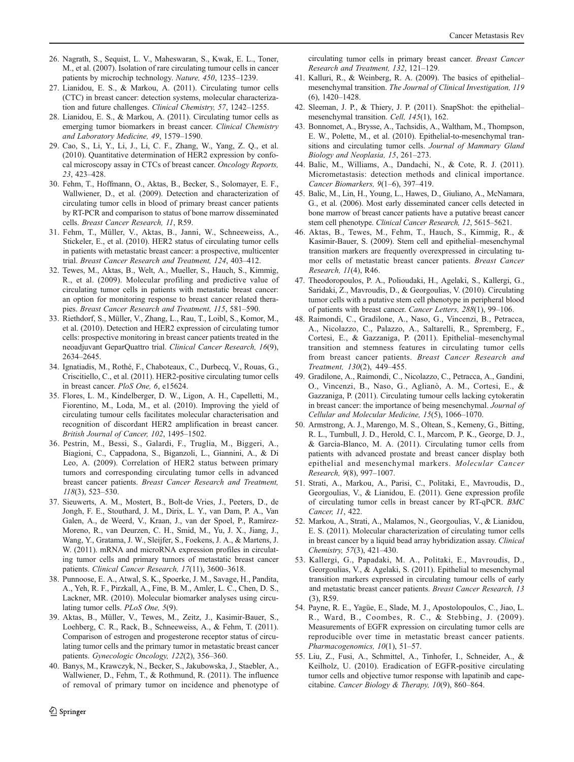26. Nagrath, S., Sequist, L. V., Maheswaran, S., Kwak, E. L., Toner, M., et al. (2007). Isolation of rare circulating tumour cells in cancer patients by microchip technology. *Nature, 450*, 1235–1239.
27. Lianidou, E. S., & Markou, A. (2011). Circulating tumor cells (CTC) in breast cancer: detection systems, molecular characterization and future challenges. *Clinical Chemistry, 57*, 1242–1255.
28. Lianidou, E. S., & Markou, A. (2011). Circulating tumor cells as emerging tumor biomarkers in breast cancer. *Clinical Chemistry and Laboratory Medicine, 49*, 1579–1590.
29. Cao, S., Li, Y., Li, J., Li, C. F., Zhang, W., Yang, Z. Q., et al. (2010). Quantitative determination of HER2 expression by confocal microscopy assay in CTCs of breast cancer. *Oncology Reports, 23*, 423–428.
30. Fehm, T., Hoffmann, O., Aktas, B., Becker, S., Solomayer, E. F., Wallwiener, D., et al. (2009). Detection and characterization of circulating tumor cells in blood of primary breast cancer patients by RT-PCR and comparison to status of bone marrow disseminated cells. *Breast Cancer Research, 11*, R59.
31. Fehm, T., Müller, V., Aktas, B., Janni, W., Schneeweiss, A., Stickeler, E., et al. (2010). HER2 status of circulating tumor cells in patients with metastatic breast cancer: a prospective, multicenter trial. *Breast Cancer Research and Treatment, 124*, 403–412.
32. Tewes, M., Aktas, B., Welt, A., Mueller, S., Hauch, S., Kimmig, R., et al. (2009). Molecular profiling and predictive value of circulating tumor cells in patients with metastatic breast cancer: an option for monitoring response to breast cancer related therapies. *Breast Cancer Research and Treatment, 115*, 581–590.
33. Riethdorf, S., Müller, V., Zhang, L., Rau, T., Loibl, S., Komor, M., et al. (2010). Detection and HER2 expression of circulating tumor cells: prospective monitoring in breast cancer patients treated in the neoadjuvant GeparQuattro trial. *Clinical Cancer Research, 16*(9), 2634–2645.
34. Ignatiadis, M., Rothé, F., Chaboteaux, C., Durbecq, V., Rouas, G., Criscitiello, C., et al. (2011). HER2-positive circulating tumor cells in breast cancer. *PloS One, 6*, e15624.
35. Flores, L. M., Kindelberger, D. W., Ligon, A. H., Capelletti, M., Fiorentino, M., Loda, M., et al. (2010). Improving the yield of circulating tumour cells facilitates molecular characterisation and recognition of discordant HER2 amplification in breast cancer. *British Journal of Cancer, 102*, 1495–1502.
36. Pestrin, M., Bessi, S., Galardi, F., Truglia, M., Biggeri, A., Biagioni, C., Cappadona, S., Biganzoli, L., Giannini, A., & Di Leo, A. (2009). Correlation of HER2 status between primary tumors and corresponding circulating tumor cells in advanced breast cancer patients. *Breast Cancer Research and Treatment, 118*(3), 523–530.
37. Sieuwerts, A. M., Mostert, B., Bolt-de Vries, J., Peeters, D., de Jongh, F. E., Stouthard, J. M., Dirix, L. Y., van Dam, P. A., Van Galen, A., de Weerd, V., Kraan, J., van der Spoel, P., Ramírez-Moreno, R., van Deurzen, C. H., Smid, M., Yu, J. X., Jiang, J., Wang, Y., Gratama, J. W., Sleijfer, S., Foekens, J. A., & Martens, J. W. (2011). mRNA and microRNA expression profiles in circulating tumor cells and primary tumors of metastatic breast cancer patients. *Clinical Cancer Research, 17*(11), 3600–3618.
38. Punnoose, E. A., Atwal, S. K., Spoerke, J. M., Savage, H., Pandita, A., Yeh, R. F., Pirzkall, A., Fine, B. M., Amler, L. C., Chen, D. S., Lackner, MR. (2010). Molecular biomarker analyses using circulating tumor cells. *PLoS One, 5*(9).
39. Aktas, B., Müller, V., Tewes, M., Zeitz, J., Kasimir-Bauer, S., Loehberg, C. R., Rack, B., Schneeweiss, A., & Fehm, T. (2011). Comparison of estrogen and progesterone receptor status of circulating tumor cells and the primary tumor in metastatic breast cancer patients. *Gynecologic Oncology, 122*(2), 356–360.
40. Banys, M., Krawczyk, N., Becker, S., Jakubowska, J., Staebler, A., Wallwiener, D., Fehm, T., & Rothmund, R. (2011). The influence of removal of primary tumor on incidence and phenotype of circulating tumor cells in primary breast cancer. *Breast Cancer Research and Treatment, 132*, 121–129.
41. Kalluri, R., & Weinberg, R. A. (2009). The basics of epithelial–mesenchymal transition. *The Journal of Clinical Investigation, 119* (6), 1420–1428.
42. Sleeman, J. P., & Thiery, J. P. (2011). SnapShot: the epithelial–mesenchymal transition. *Cell, 145*(1), 162.
43. Bonnomet, A., Brysse, A., Tachsidis, A., Waltham, M., Thompson, E. W., Polette, M., et al. (2010). Epithelial-to-mesenchymal transitions and circulating tumor cells. *Journal of Mammary Gland Biology and Neoplasia, 15*, 261–273.
44. Balic, M., Williams, A., Dandachi, N., & Cote, R. J. (2011). Micrometastasis: detection methods and clinical importance. *Cancer Biomarkers, 9*(1–6), 397–419.
45. Balic, M., Lin, H., Young, L., Hawes, D., Giuliano, A., McNamara, G., et al. (2006). Most early disseminated cancer cells detected in bone marrow of breast cancer patients have a putative breast cancer stem cell phenotype. *Clinical Cancer Research, 12*, 5615–5621.
46. Aktas, B., Tewes, M., Fehm, T., Hauch, S., Kimmig, R., & Kasimir-Bauer, S. (2009). Stem cell and epithelial–mesenchymal transition markers are frequently overexpressed in circulating tumor cells of metastatic breast cancer patients. *Breast Cancer Research, 11*(4), R46.
47. Theodoropoulos, P. A., Polioudaki, H., Agelaki, S., Kallergi, G., Saridaki, Z., Mavroudis, D., & Georgoulias, V. (2010). Circulating tumor cells with a putative stem cell phenotype in peripheral blood of patients with breast cancer. *Cancer Letters, 288*(1), 99–106.
48. Raimondi, C., Gradilone, A., Naso, G., Vincenzi, B., Petracca, A., Nicolazzo, C., Palazzo, A., Saltarelli, R., Spremberg, F., Cortesi, E., & Gazzaniga, P. (2011). Epithelial–mesenchymal transition and stemness features in circulating tumor cells from breast cancer patients. *Breast Cancer Research and Treatment, 130*(2), 449–455.
49. Gradilone, A., Raimondi, C., Nicolazzo, C., Petracca, A., Gandini, O., Vincenzi, B., Naso, G., Aglianò, A. M., Cortesi, E., & Gazzaniga, P. (2011). Circulating tumour cells lacking cytokeratin in breast cancer: the importance of being mesenchymal. *Journal of Cellular and Molecular Medicine, 15*(5), 1066–1070.
50. Armstrong, A. J., Marengo, M. S., Oltean, S., Kemeny, G., Bitting, R. L., Turnbull, J. D., Herold, C. I., Marcom, P. K., George, D. J., & Garcia-Blanco, M. A. (2011). Circulating tumor cells from patients with advanced prostate and breast cancer display both epithelial and mesenchymal markers. *Molecular Cancer Research, 9*(8), 997–1007.
51. Strati, A., Markou, A., Parisi, C., Politaki, E., Mavroudis, D., Georgoulias, V., & Lianidou, E. (2011). Gene expression profile of circulating tumor cells in breast cancer by RT-qPCR. *BMC Cancer, 11*, 422.
52. Markou, A., Strati, A., Malamos, N., Georgoulias, V., & Lianidou, E. S. (2011). Molecular characterization of circulating tumor cells in breast cancer by a liquid bead array hybridization assay. *Clinical Chemistry, 57*(3), 421–430.
53. Kallergi, G., Papadaki, M. A., Politaki, E., Mavroudis, D., Georgoulias, V., & Agelaki, S. (2011). Epithelial to mesenchymal transition markers expressed in circulating tumour cells of early and metastatic breast cancer patients. *Breast Cancer Research, 13* (3), R59.
54. Payne, R. E., Yagüe, E., Slade, M. J., Apostolopoulos, C., Jiao, L. R., Ward, B., Coombes, R. C., & Stebbing, J. (2009). Measurements of EGFR expression on circulating tumor cells are reproducible over time in metastatic breast cancer patients. *Pharmacogenomics, 10*(1), 51–57.
55. Liu, Z., Fusi, A., Schmittel, A., Tinhofer, I., Schneider, A., & Keilholz, U. (2010). Eradication of EGFR-positive circulating tumor cells and objective tumor response with lapatinib and capecitabine. *Cancer Biology & Therapy, 10*(9), 860–864.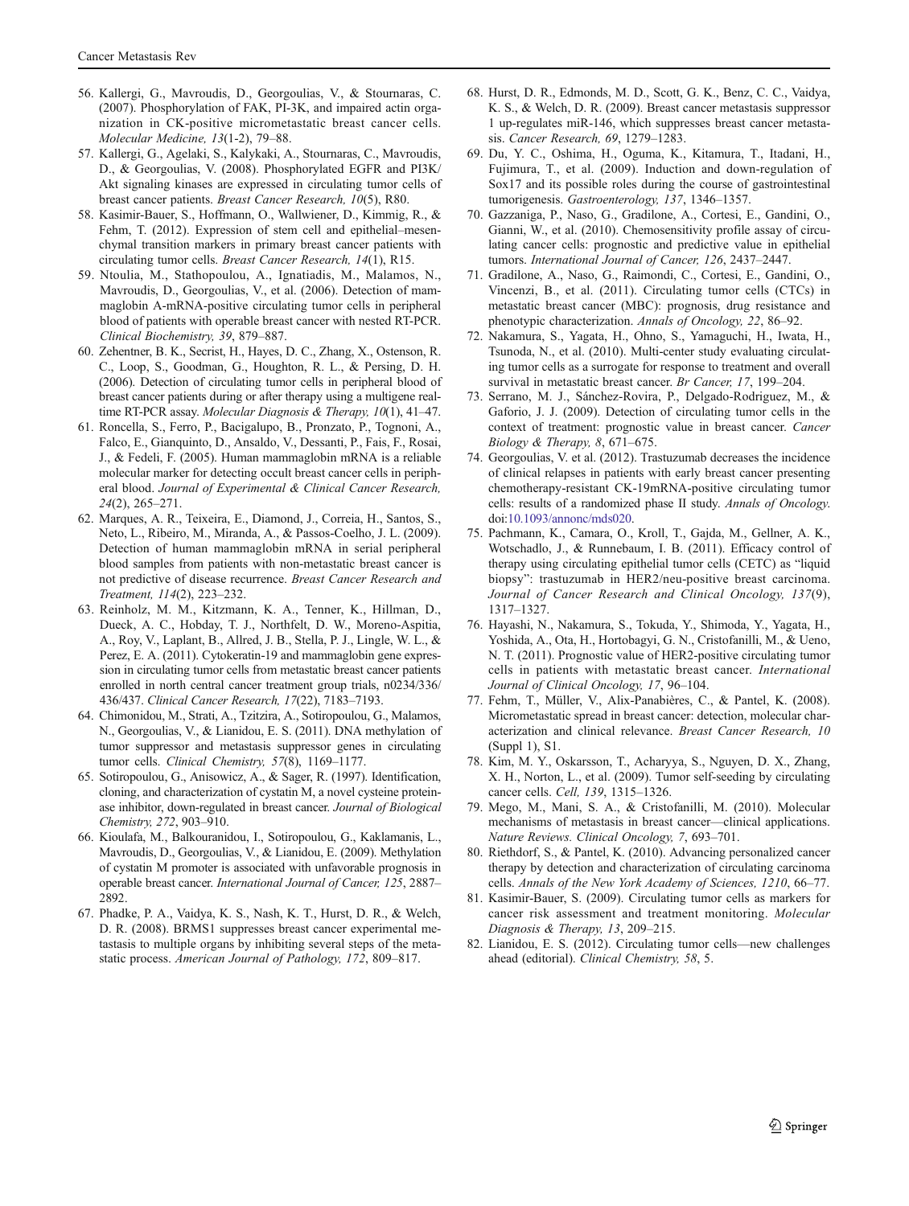56. Kallergi, G., Mavroudis, D., Georgoulias, V., & Stournaras, C. (2007). Phosphorylation of FAK, PI-3K, and impaired actin organization in CK-positive micrometastatic breast cancer cells. *Molecular Medicine, 13*(1-2), 79–88.
57. Kallergi, G., Agelaki, S., Kalykaki, A., Stournaras, C., Mavroudis, D., & Georgoulias, V. (2008). Phosphorylated EGFR and PI3K/Akt signaling kinases are expressed in circulating tumor cells of breast cancer patients. *Breast Cancer Research, 10*(5), R80.
58. Kasimir-Bauer, S., Hoffmann, O., Wallwiener, D., Kimmig, R., & Fehm, T. (2012). Expression of stem cell and epithelial–mesenchymal transition markers in primary breast cancer patients with circulating tumor cells. *Breast Cancer Research, 14*(1), R15.
59. Ntoulia, M., Stathopoulou, A., Ignatiadis, M., Malamos, N., Mavroudis, D., Georgoulias, V., et al. (2006). Detection of mammaglobin A-mRNA-positive circulating tumor cells in peripheral blood of patients with operable breast cancer with nested RT-PCR. *Clinical Biochemistry, 39*, 879–887.
60. Zehentner, B. K., Secrist, H., Hayes, D. C., Zhang, X., Ostenson, R. C., Loop, S., Goodman, G., Houghton, R. L., & Persing, D. H. (2006). Detection of circulating tumor cells in peripheral blood of breast cancer patients during or after therapy using a multigene real-time RT-PCR assay. *Molecular Diagnosis & Therapy, 10*(1), 41–47.
61. Roncella, S., Ferro, P., Bacigalupo, B., Pronzato, P., Tognoni, A., Falco, E., Gianquinto, D., Ansaldo, V., Dessanti, P., Fais, F., Rosai, J., & Fedeli, F. (2005). Human mammaglobin mRNA is a reliable molecular marker for detecting occult breast cancer cells in peripheral blood. *Journal of Experimental & Clinical Cancer Research, 24*(2), 265–271.
62. Marques, A. R., Teixeira, E., Diamond, J., Correia, H., Santos, S., Neto, L., Ribeiro, M., Miranda, A., & Passos-Coelho, J. L. (2009). Detection of human mammaglobin mRNA in serial peripheral blood samples from patients with non-metastatic breast cancer is not predictive of disease recurrence. *Breast Cancer Research and Treatment, 114*(2), 223–232.
63. Reinholz, M. M., Kitzmann, K. A., Tenner, K., Hillman, D., Dueck, A. C., Hobday, T. J., Northfelt, D. W., Moreno-Aspitia, A., Roy, V., Laplant, B., Allred, J. B., Stella, P. J., Lingle, W. L., & Perez, E. A. (2011). Cytokeratin-19 and mammaglobin gene expression in circulating tumor cells from metastatic breast cancer patients enrolled in north central cancer treatment group trials, n0234/336/436/437. *Clinical Cancer Research, 17*(22), 7183–7193.
64. Chimonidou, M., Strati, A., Tzitzira, A., Sotiropoulou, G., Malamos, N., Georgoulias, V., & Lianidou, E. S. (2011). DNA methylation of tumor suppressor and metastasis suppressor genes in circulating tumor cells. *Clinical Chemistry, 57*(8), 1169–1177.
65. Sotiropoulou, G., Anisowicz, A., & Sager, R. (1997). Identification, cloning, and characterization of cystatin M, a novel cysteine proteinase inhibitor, down-regulated in breast cancer. *Journal of Biological Chemistry, 272*, 903–910.
66. Kioulafa, M., Balkouranidou, I., Sotiropoulou, G., Kaklamanis, L., Mavroudis, D., Georgoulias, V., & Lianidou, E. (2009). Methylation of cystatin M promoter is associated with unfavorable prognosis in operable breast cancer. *International Journal of Cancer, 125*, 2887–2892.
67. Phadke, P. A., Vaidya, K. S., Nash, K. T., Hurst, D. R., & Welch, D. R. (2008). BRMS1 suppresses breast cancer experimental metastasis to multiple organs by inhibiting several steps of the metastatic process. *American Journal of Pathology, 172*, 809–817.
68. Hurst, D. R., Edmonds, M. D., Scott, G. K., Benz, C. C., Vaidya, K. S., & Welch, D. R. (2009). Breast cancer metastasis suppressor 1 up-regulates miR-146, which suppresses breast cancer metastasis. *Cancer Research, 69*, 1279–1283.
69. Du, Y. C., Oshima, H., Oguma, K., Kitamura, T., Itadani, H., Fujimura, T., et al. (2009). Induction and down-regulation of Sox17 and its possible roles during the course of gastrointestinal tumorigenesis. *Gastroenterology, 137*, 1346–1357.
70. Gazzaniga, P., Naso, G., Gradilone, A., Cortesi, E., Gandini, O., Gianni, W., et al. (2010). Chemosensitivity profile assay of circulating cancer cells: prognostic and predictive value in epithelial tumors. *International Journal of Cancer, 126*, 2437–2447.
71. Gradilone, A., Naso, G., Raimondi, C., Cortesi, E., Gandini, O., Vincenzi, B., et al. (2011). Circulating tumor cells (CTCs) in metastatic breast cancer (MBC): prognosis, drug resistance and phenotypic characterization. *Annals of Oncology, 22*, 86–92.
72. Nakamura, S., Yagata, H., Ohno, S., Yamaguchi, H., Iwata, H., Tsunoda, N., et al. (2010). Multi-center study evaluating circulating tumor cells as a surrogate for response to treatment and overall survival in metastatic breast cancer. *Br Cancer, 17*, 199–204.
73. Serrano, M. J., Sánchez-Rovira, P., Delgado-Rodriguez, M., & Gaforio, J. J. (2009). Detection of circulating tumor cells in the context of treatment: prognostic value in breast cancer. *Cancer Biology & Therapy, 8*, 671–675.
74. Georgoulias, V. et al. (2012). Trastuzumab decreases the incidence of clinical relapses in patients with early breast cancer presenting chemotherapy-resistant CK-19mRNA-positive circulating tumor cells: results of a randomized phase II study. *Annals of Oncology*. doi:10.1093/annonc/mds020.
75. Pachmann, K., Camara, O., Kroll, T., Gajda, M., Gellner, A. K., Wotschadlo, J., & Runnebaum, I. B. (2011). Efficacy control of therapy using circulating epithelial tumor cells (CETC) as "liquid biopsy": trastuzumab in HER2/neu-positive breast carcinoma. *Journal of Cancer Research and Clinical Oncology, 137*(9), 1317–1327.
76. Hayashi, N., Nakamura, S., Tokuda, Y., Shimoda, Y., Yagata, H., Yoshida, A., Ota, H., Hortobagyi, G. N., Cristofanilli, M., & Ueno, N. T. (2011). Prognostic value of HER2-positive circulating tumor cells in patients with metastatic breast cancer. *International Journal of Clinical Oncology, 17*, 96–104.
77. Fehm, T., Müller, V., Alix-Panabières, C., & Pantel, K. (2008). Micrometastatic spread in breast cancer: detection, molecular characterization and clinical relevance. *Breast Cancer Research, 10* (Suppl 1), S1.
78. Kim, M. Y., Oskarsson, T., Acharyya, S., Nguyen, D. X., Zhang, X. H., Norton, L., et al. (2009). Tumor self-seeding by circulating cancer cells. *Cell, 139*, 1315–1326.
79. Mego, M., Mani, S. A., & Cristofanilli, M. (2010). Molecular mechanisms of metastasis in breast cancer—clinical applications. *Nature Reviews. Clinical Oncology, 7*, 693–701.
80. Riethdorf, S., & Pantel, K. (2010). Advancing personalized cancer therapy by detection and characterization of circulating carcinoma cells. *Annals of the New York Academy of Sciences, 1210*, 66–77.
81. Kasimir-Bauer, S. (2009). Circulating tumor cells as markers for cancer risk assessment and treatment monitoring. *Molecular Diagnosis & Therapy, 13*, 209–215.
82. Lianidou, E. S. (2012). Circulating tumor cells—new challenges ahead (editorial). *Clinical Chemistry, 58*, 5.